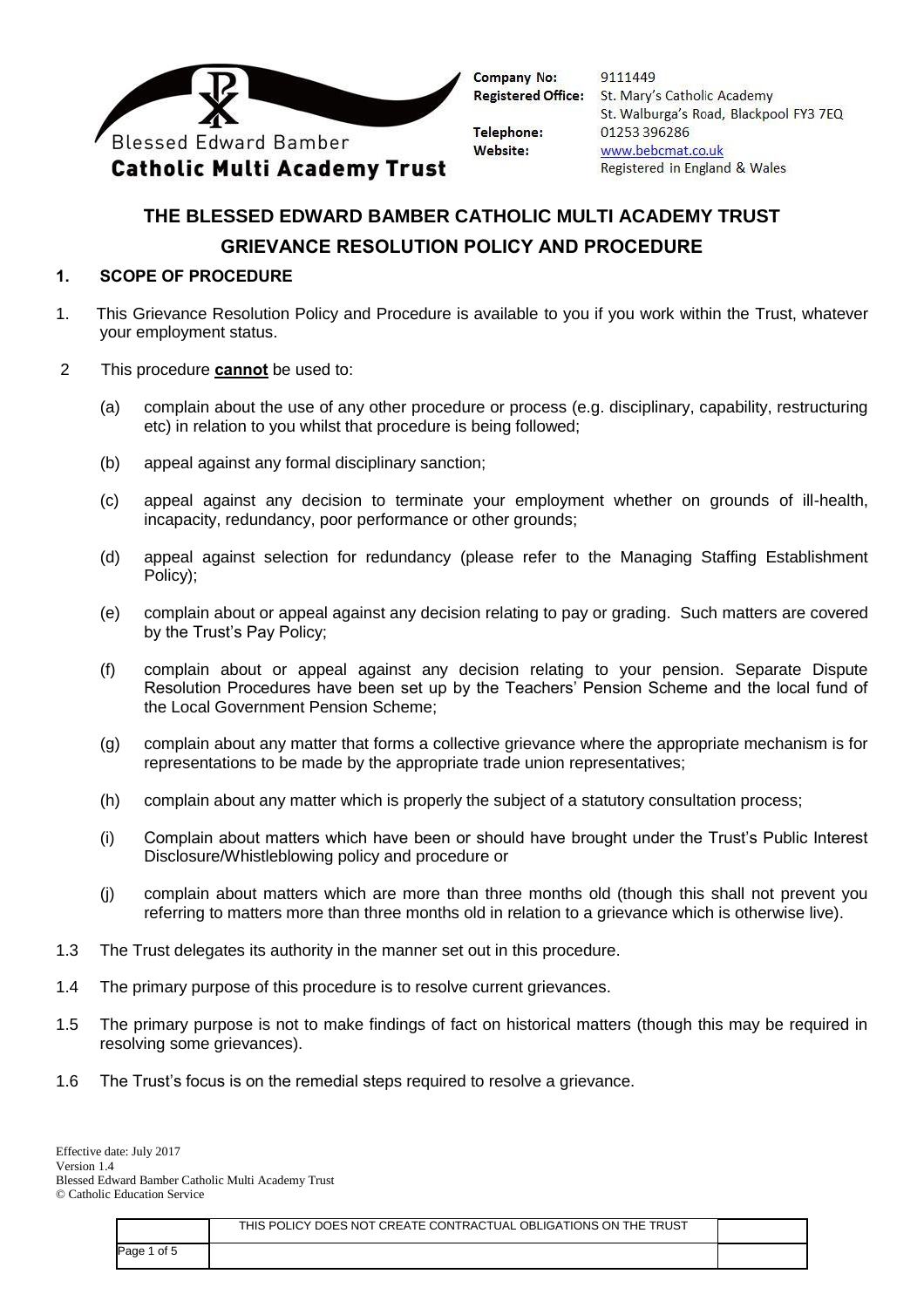Blessed Edward Bamber
**Catholic Multi Academy Trust**

**Company No:** 9111449
**Registered Office:** St. Mary's Catholic Academy
St. Walburga's Road, Blackpool FY3 7EQ
**Telephone:** 01253 396286
**Website:** www.bebcmat.co.uk
Registered in England & Wales

# THE BLESSED EDWARD BAMBER CATHOLIC MULTI ACADEMY TRUST
# GRIEVANCE RESOLUTION POLICY AND PROCEDURE

## 1. SCOPE OF PROCEDURE

1. This Grievance Resolution Policy and Procedure is available to you if you work within the Trust, whatever your employment status.

2 This procedure **cannot** be used to:

(a) complain about the use of any other procedure or process (e.g. disciplinary, capability, restructuring etc) in relation to you whilst that procedure is being followed;

(b) appeal against any formal disciplinary sanction;

(c) appeal against any decision to terminate your employment whether on grounds of ill-health, incapacity, redundancy, poor performance or other grounds;

(d) appeal against selection for redundancy (please refer to the Managing Staffing Establishment Policy);

(e) complain about or appeal against any decision relating to pay or grading. Such matters are covered by the Trust's Pay Policy;

(f) complain about or appeal against any decision relating to your pension. Separate Dispute Resolution Procedures have been set up by the Teachers' Pension Scheme and the local fund of the Local Government Pension Scheme;

(g) complain about any matter that forms a collective grievance where the appropriate mechanism is for representations to be made by the appropriate trade union representatives;

(h) complain about any matter which is properly the subject of a statutory consultation process;

(i) Complain about matters which have been or should have brought under the Trust's Public Interest Disclosure/Whistleblowing policy and procedure or

(j) complain about matters which are more than three months old (though this shall not prevent you referring to matters more than three months old in relation to a grievance which is otherwise live).

1.3 The Trust delegates its authority in the manner set out in this procedure.

1.4 The primary purpose of this procedure is to resolve current grievances.

1.5 The primary purpose is not to make findings of fact on historical matters (though this may be required in resolving some grievances).

1.6 The Trust's focus is on the remedial steps required to resolve a grievance.

Effective date: July 2017
Version 1.4
Blessed Edward Bamber Catholic Multi Academy Trust
© Catholic Education Service

THIS POLICY DOES NOT CREATE CONTRACTUAL OBLIGATIONS ON THE TRUST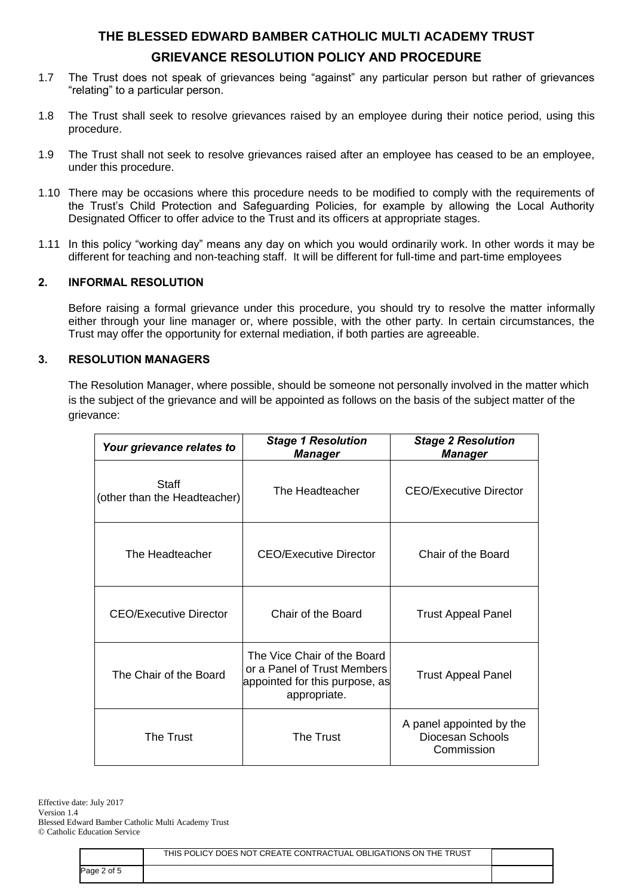1.7 The Trust does not speak of grievances being "against" any particular person but rather of grievances "relating" to a particular person.

1.8 The Trust shall seek to resolve grievances raised by an employee during their notice period, using this procedure.

1.9 The Trust shall not seek to resolve grievances raised after an employee has ceased to be an employee, under this procedure.

1.10 There may be occasions where this procedure needs to be modified to comply with the requirements of the Trust's Child Protection and Safeguarding Policies, for example by allowing the Local Authority Designated Officer to offer advice to the Trust and its officers at appropriate stages.

1.11 In this policy "working day" means any day on which you would ordinarily work. In other words it may be different for teaching and non-teaching staff. It will be different for full-time and part-time employees

## 2. INFORMAL RESOLUTION

Before raising a formal grievance under this procedure, you should try to resolve the matter informally either through your line manager or, where possible, with the other party. In certain circumstances, the Trust may offer the opportunity for external mediation, if both parties are agreeable.

## 3. RESOLUTION MANAGERS

The Resolution Manager, where possible, should be someone not personally involved in the matter which is the subject of the grievance and will be appointed as follows on the basis of the subject matter of the grievance:

| *Your grievance relates to* | *Stage 1 Resolution Manager* | *Stage 2 Resolution Manager* |
|---|---|---|
| Staff (other than the Headteacher) | The Headteacher | CEO/Executive Director |
| The Headteacher | CEO/Executive Director | Chair of the Board |
| CEO/Executive Director | Chair of the Board | Trust Appeal Panel |
| The Chair of the Board | The Vice Chair of the Board or a Panel of Trust Members appointed for this purpose, as appropriate. | Trust Appeal Panel |
| The Trust | The Trust | A panel appointed by the Diocesan Schools Commission |

Effective date: July 2017
Version 1.4
Blessed Edward Bamber Catholic Multi Academy Trust
© Catholic Education Service

THIS POLICY DOES NOT CREATE CONTRACTUAL OBLIGATIONS ON THE TRUST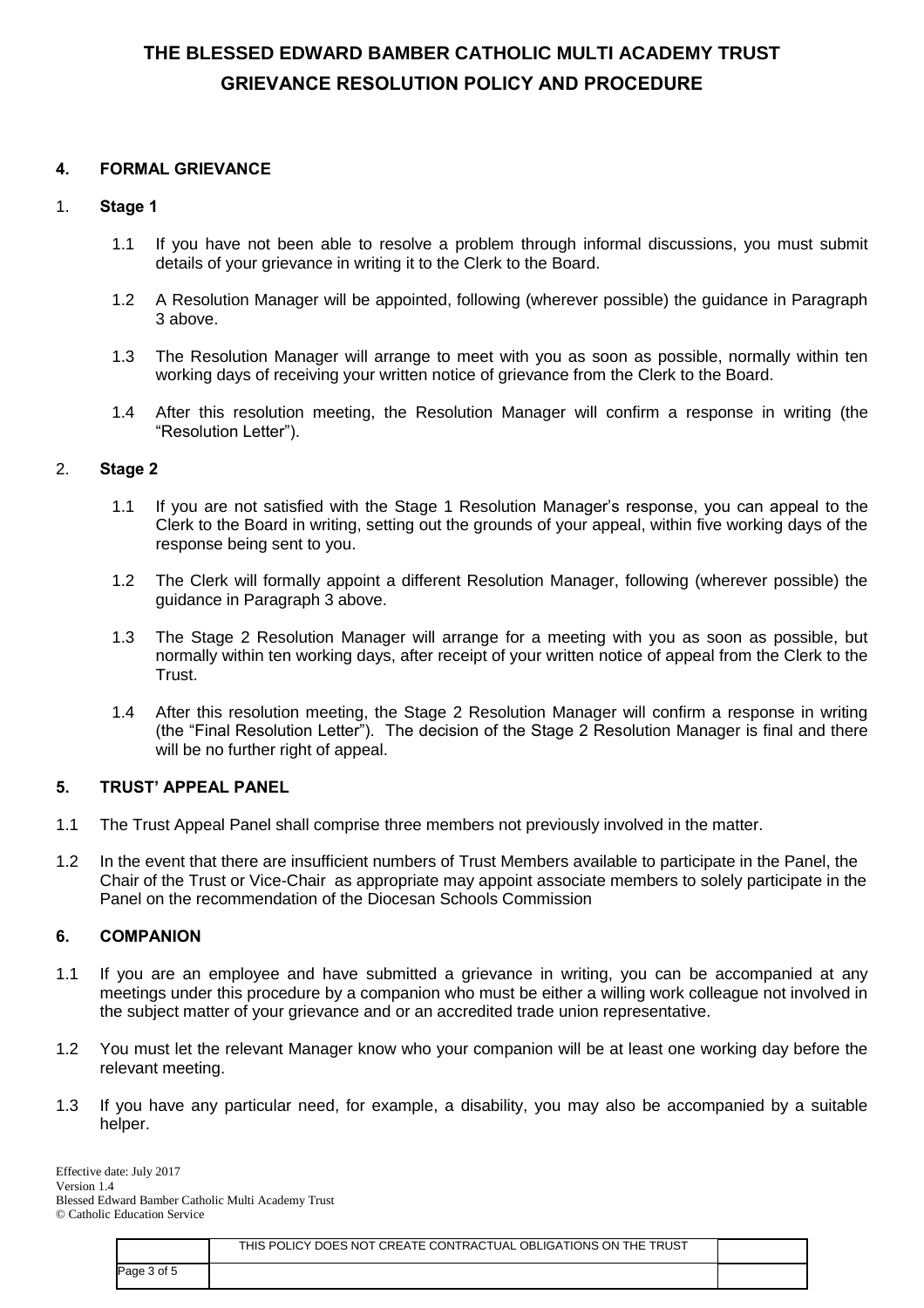# THE BLESSED EDWARD BAMBER CATHOLIC MULTI ACADEMY TRUST
## GRIEVANCE RESOLUTION POLICY AND PROCEDURE

### 4. FORMAL GRIEVANCE

#### 1. Stage 1

1.1 If you have not been able to resolve a problem through informal discussions, you must submit details of your grievance in writing it to the Clerk to the Board.

1.2 A Resolution Manager will be appointed, following (wherever possible) the guidance in Paragraph 3 above.

1.3 The Resolution Manager will arrange to meet with you as soon as possible, normally within ten working days of receiving your written notice of grievance from the Clerk to the Board.

1.4 After this resolution meeting, the Resolution Manager will confirm a response in writing (the "Resolution Letter").

#### 2. Stage 2

1.1 If you are not satisfied with the Stage 1 Resolution Manager's response, you can appeal to the Clerk to the Board in writing, setting out the grounds of your appeal, within five working days of the response being sent to you.

1.2 The Clerk will formally appoint a different Resolution Manager, following (wherever possible) the guidance in Paragraph 3 above.

1.3 The Stage 2 Resolution Manager will arrange for a meeting with you as soon as possible, but normally within ten working days, after receipt of your written notice of appeal from the Clerk to the Trust.

1.4 After this resolution meeting, the Stage 2 Resolution Manager will confirm a response in writing (the "Final Resolution Letter"). The decision of the Stage 2 Resolution Manager is final and there will be no further right of appeal.

### 5. TRUST' APPEAL PANEL

1.1 The Trust Appeal Panel shall comprise three members not previously involved in the matter.

1.2 In the event that there are insufficient numbers of Trust Members available to participate in the Panel, the Chair of the Trust or Vice-Chair as appropriate may appoint associate members to solely participate in the Panel on the recommendation of the Diocesan Schools Commission

### 6. COMPANION

1.1 If you are an employee and have submitted a grievance in writing, you can be accompanied at any meetings under this procedure by a companion who must be either a willing work colleague not involved in the subject matter of your grievance and or an accredited trade union representative.

1.2 You must let the relevant Manager know who your companion will be at least one working day before the relevant meeting.

1.3 If you have any particular need, for example, a disability, you may also be accompanied by a suitable helper.

Effective date: July 2017
Version 1.4
Blessed Edward Bamber Catholic Multi Academy Trust
© Catholic Education Service

THIS POLICY DOES NOT CREATE CONTRACTUAL OBLIGATIONS ON THE TRUST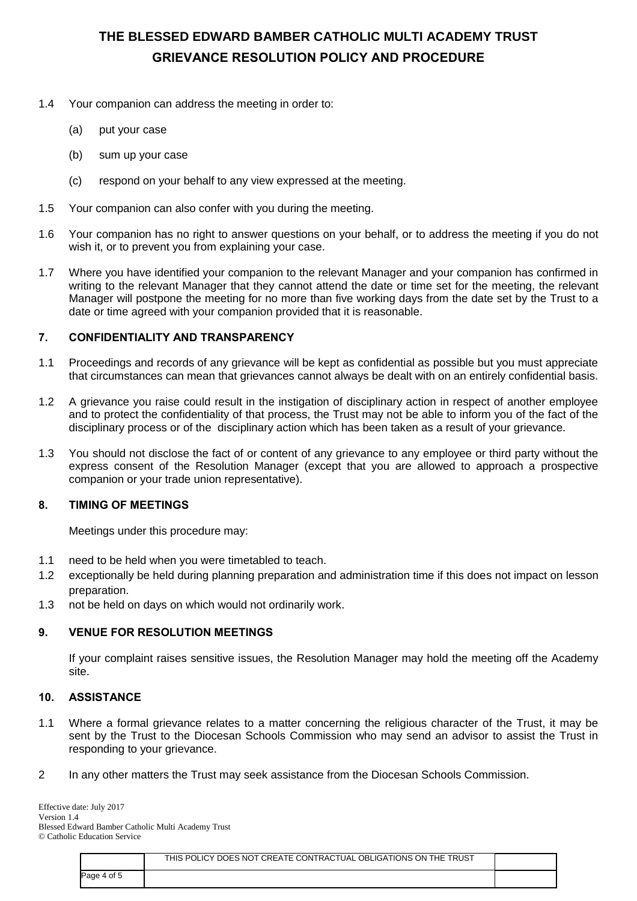1.4 Your companion can address the meeting in order to:

(a) put your case

(b) sum up your case

(c) respond on your behalf to any view expressed at the meeting.

1.5 Your companion can also confer with you during the meeting.

1.6 Your companion has no right to answer questions on your behalf, or to address the meeting if you do not wish it, or to prevent you from explaining your case.

1.7 Where you have identified your companion to the relevant Manager and your companion has confirmed in writing to the relevant Manager that they cannot attend the date or time set for the meeting, the relevant Manager will postpone the meeting for no more than five working days from the date set by the Trust to a date or time agreed with your companion provided that it is reasonable.

## 7. CONFIDENTIALITY AND TRANSPARENCY

1.1 Proceedings and records of any grievance will be kept as confidential as possible but you must appreciate that circumstances can mean that grievances cannot always be dealt with on an entirely confidential basis.

1.2 A grievance you raise could result in the instigation of disciplinary action in respect of another employee and to protect the confidentiality of that process, the Trust may not be able to inform you of the fact of the disciplinary process or of the disciplinary action which has been taken as a result of your grievance.

1.3 You should not disclose the fact of or content of any grievance to any employee or third party without the express consent of the Resolution Manager (except that you are allowed to approach a prospective companion or your trade union representative).

## 8. TIMING OF MEETINGS

Meetings under this procedure may:

1.1 need to be held when you were timetabled to teach.
1.2 exceptionally be held during planning preparation and administration time if this does not impact on lesson preparation.
1.3 not be held on days on which would not ordinarily work.

## 9. VENUE FOR RESOLUTION MEETINGS

If your complaint raises sensitive issues, the Resolution Manager may hold the meeting off the Academy site.

## 10. ASSISTANCE

1.1 Where a formal grievance relates to a matter concerning the religious character of the Trust, it may be sent by the Trust to the Diocesan Schools Commission who may send an advisor to assist the Trust in responding to your grievance.

2 In any other matters the Trust may seek assistance from the Diocesan Schools Commission.

Effective date: July 2017
Version 1.4
Blessed Edward Bamber Catholic Multi Academy Trust
© Catholic Education Service

THIS POLICY DOES NOT CREATE CONTRACTUAL OBLIGATIONS ON THE TRUST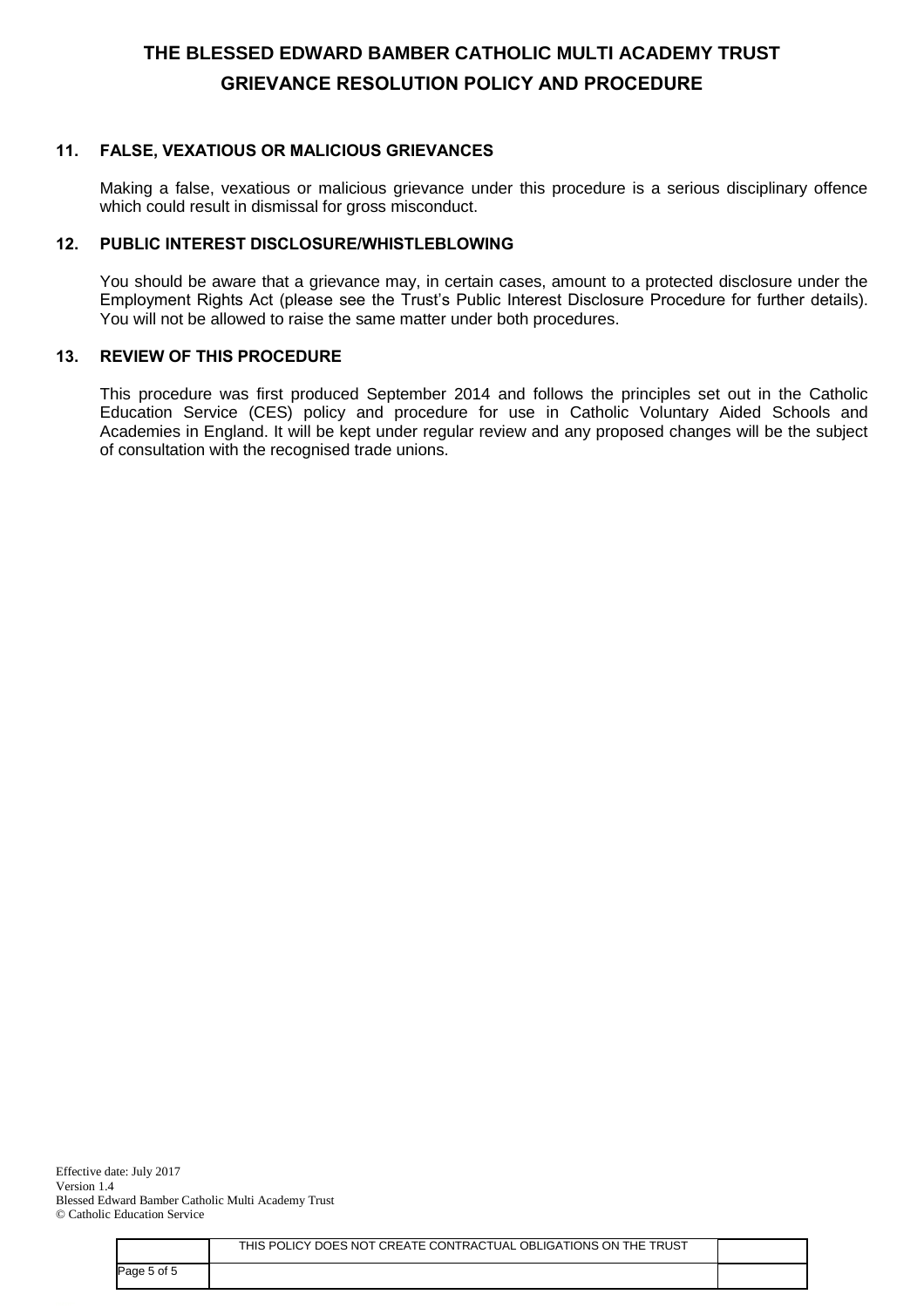## 11. FALSE, VEXATIOUS OR MALICIOUS GRIEVANCES

Making a false, vexatious or malicious grievance under this procedure is a serious disciplinary offence which could result in dismissal for gross misconduct.

## 12. PUBLIC INTEREST DISCLOSURE/WHISTLEBLOWING

You should be aware that a grievance may, in certain cases, amount to a protected disclosure under the Employment Rights Act (please see the Trust's Public Interest Disclosure Procedure for further details). You will not be allowed to raise the same matter under both procedures.

## 13. REVIEW OF THIS PROCEDURE

This procedure was first produced September 2014 and follows the principles set out in the Catholic Education Service (CES) policy and procedure for use in Catholic Voluntary Aided Schools and Academies in England. It will be kept under regular review and any proposed changes will be the subject of consultation with the recognised trade unions.

Effective date: July 2017
Version 1.4
Blessed Edward Bamber Catholic Multi Academy Trust
© Catholic Education Service